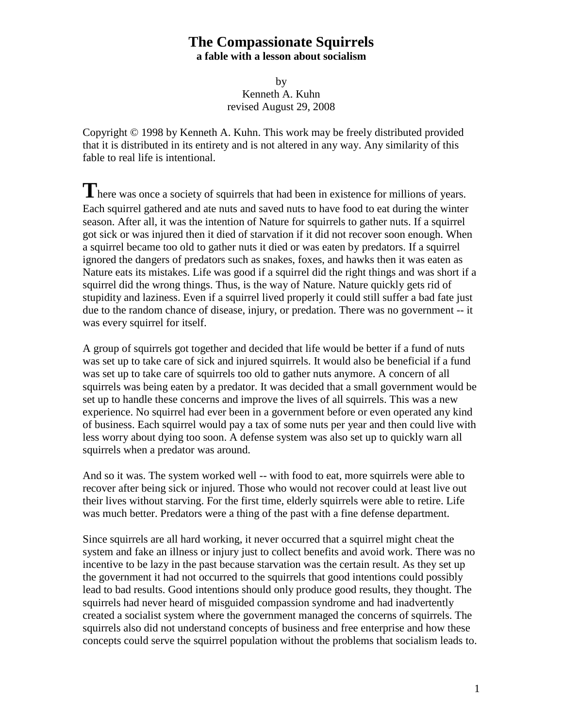# The Compassionate Squirrels

**a fable with a lesson about socialism**

by
Kenneth A. Kuhn
revised August 29, 2008

Copyright © 1998 by Kenneth A. Kuhn. This work may be freely distributed provided that it is distributed in its entirety and is not altered in any way. Any similarity of this fable to real life is intentional.

**T**here was once a society of squirrels that had been in existence for millions of years. Each squirrel gathered and ate nuts and saved nuts to have food to eat during the winter season. After all, it was the intention of Nature for squirrels to gather nuts. If a squirrel got sick or was injured then it died of starvation if it did not recover soon enough. When a squirrel became too old to gather nuts it died or was eaten by predators. If a squirrel ignored the dangers of predators such as snakes, foxes, and hawks then it was eaten as Nature eats its mistakes. Life was good if a squirrel did the right things and was short if a squirrel did the wrong things. Thus, is the way of Nature. Nature quickly gets rid of stupidity and laziness. Even if a squirrel lived properly it could still suffer a bad fate just due to the random chance of disease, injury, or predation. There was no government -- it was every squirrel for itself.

A group of squirrels got together and decided that life would be better if a fund of nuts was set up to take care of sick and injured squirrels. It would also be beneficial if a fund was set up to take care of squirrels too old to gather nuts anymore. A concern of all squirrels was being eaten by a predator. It was decided that a small government would be set up to handle these concerns and improve the lives of all squirrels. This was a new experience. No squirrel had ever been in a government before or even operated any kind of business. Each squirrel would pay a tax of some nuts per year and then could live with less worry about dying too soon. A defense system was also set up to quickly warn all squirrels when a predator was around.

And so it was. The system worked well -- with food to eat, more squirrels were able to recover after being sick or injured. Those who would not recover could at least live out their lives without starving. For the first time, elderly squirrels were able to retire. Life was much better. Predators were a thing of the past with a fine defense department.

Since squirrels are all hard working, it never occurred that a squirrel might cheat the system and fake an illness or injury just to collect benefits and avoid work. There was no incentive to be lazy in the past because starvation was the certain result. As they set up the government it had not occurred to the squirrels that good intentions could possibly lead to bad results. Good intentions should only produce good results, they thought. The squirrels had never heard of misguided compassion syndrome and had inadvertently created a socialist system where the government managed the concerns of squirrels. The squirrels also did not understand concepts of business and free enterprise and how these concepts could serve the squirrel population without the problems that socialism leads to.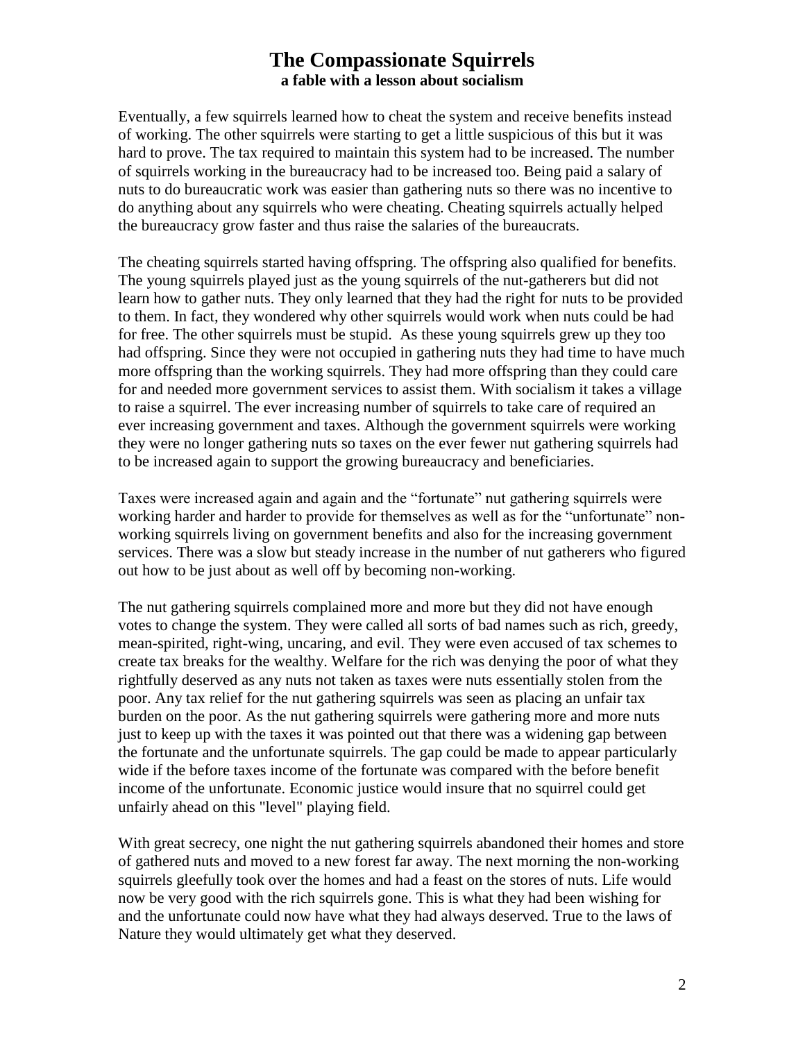# The Compassionate Squirrels

**a fable with a lesson about socialism**

Eventually, a few squirrels learned how to cheat the system and receive benefits instead of working. The other squirrels were starting to get a little suspicious of this but it was hard to prove. The tax required to maintain this system had to be increased. The number of squirrels working in the bureaucracy had to be increased too. Being paid a salary of nuts to do bureaucratic work was easier than gathering nuts so there was no incentive to do anything about any squirrels who were cheating. Cheating squirrels actually helped the bureaucracy grow faster and thus raise the salaries of the bureaucrats.

The cheating squirrels started having offspring. The offspring also qualified for benefits. The young squirrels played just as the young squirrels of the nut-gatherers but did not learn how to gather nuts. They only learned that they had the right for nuts to be provided to them. In fact, they wondered why other squirrels would work when nuts could be had for free. The other squirrels must be stupid. As these young squirrels grew up they too had offspring. Since they were not occupied in gathering nuts they had time to have much more offspring than the working squirrels. They had more offspring than they could care for and needed more government services to assist them. With socialism it takes a village to raise a squirrel. The ever increasing number of squirrels to take care of required an ever increasing government and taxes. Although the government squirrels were working they were no longer gathering nuts so taxes on the ever fewer nut gathering squirrels had to be increased again to support the growing bureaucracy and beneficiaries.

Taxes were increased again and again and the "fortunate" nut gathering squirrels were working harder and harder to provide for themselves as well as for the "unfortunate" non-working squirrels living on government benefits and also for the increasing government services. There was a slow but steady increase in the number of nut gatherers who figured out how to be just about as well off by becoming non-working.

The nut gathering squirrels complained more and more but they did not have enough votes to change the system. They were called all sorts of bad names such as rich, greedy, mean-spirited, right-wing, uncaring, and evil. They were even accused of tax schemes to create tax breaks for the wealthy. Welfare for the rich was denying the poor of what they rightfully deserved as any nuts not taken as taxes were nuts essentially stolen from the poor. Any tax relief for the nut gathering squirrels was seen as placing an unfair tax burden on the poor. As the nut gathering squirrels were gathering more and more nuts just to keep up with the taxes it was pointed out that there was a widening gap between the fortunate and the unfortunate squirrels. The gap could be made to appear particularly wide if the before taxes income of the fortunate was compared with the before benefit income of the unfortunate. Economic justice would insure that no squirrel could get unfairly ahead on this "level" playing field.

With great secrecy, one night the nut gathering squirrels abandoned their homes and store of gathered nuts and moved to a new forest far away. The next morning the non-working squirrels gleefully took over the homes and had a feast on the stores of nuts. Life would now be very good with the rich squirrels gone. This is what they had been wishing for and the unfortunate could now have what they had always deserved. True to the laws of Nature they would ultimately get what they deserved.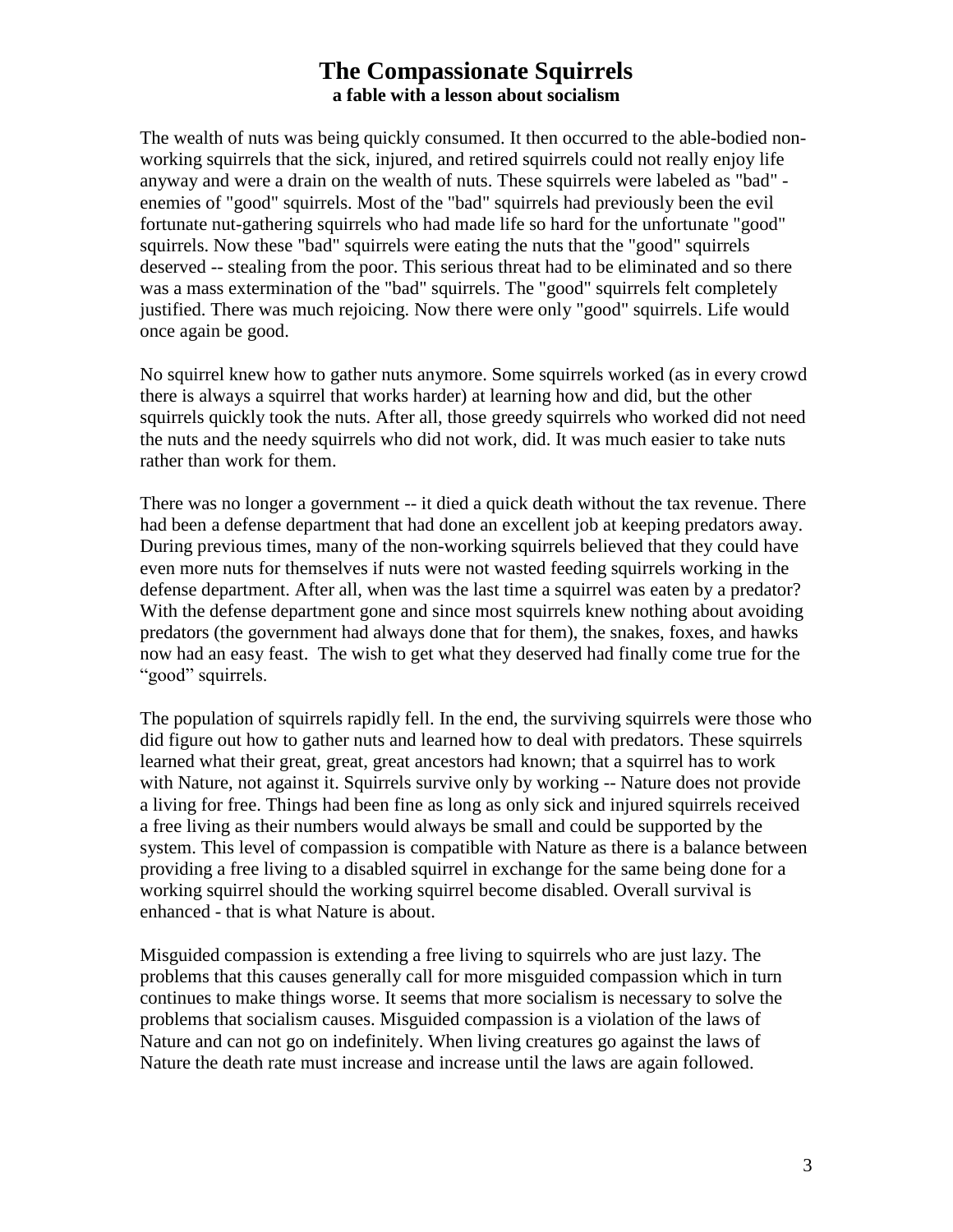# The Compassionate Squirrels

**a fable with a lesson about socialism**

The wealth of nuts was being quickly consumed. It then occurred to the able-bodied non-working squirrels that the sick, injured, and retired squirrels could not really enjoy life anyway and were a drain on the wealth of nuts. These squirrels were labeled as "bad" - enemies of "good" squirrels. Most of the "bad" squirrels had previously been the evil fortunate nut-gathering squirrels who had made life so hard for the unfortunate "good" squirrels. Now these "bad" squirrels were eating the nuts that the "good" squirrels deserved -- stealing from the poor. This serious threat had to be eliminated and so there was a mass extermination of the "bad" squirrels. The "good" squirrels felt completely justified. There was much rejoicing. Now there were only "good" squirrels. Life would once again be good.

No squirrel knew how to gather nuts anymore. Some squirrels worked (as in every crowd there is always a squirrel that works harder) at learning how and did, but the other squirrels quickly took the nuts. After all, those greedy squirrels who worked did not need the nuts and the needy squirrels who did not work, did. It was much easier to take nuts rather than work for them.

There was no longer a government -- it died a quick death without the tax revenue. There had been a defense department that had done an excellent job at keeping predators away. During previous times, many of the non-working squirrels believed that they could have even more nuts for themselves if nuts were not wasted feeding squirrels working in the defense department. After all, when was the last time a squirrel was eaten by a predator? With the defense department gone and since most squirrels knew nothing about avoiding predators (the government had always done that for them), the snakes, foxes, and hawks now had an easy feast. The wish to get what they deserved had finally come true for the "good" squirrels.

The population of squirrels rapidly fell. In the end, the surviving squirrels were those who did figure out how to gather nuts and learned how to deal with predators. These squirrels learned what their great, great, great ancestors had known; that a squirrel has to work with Nature, not against it. Squirrels survive only by working -- Nature does not provide a living for free. Things had been fine as long as only sick and injured squirrels received a free living as their numbers would always be small and could be supported by the system. This level of compassion is compatible with Nature as there is a balance between providing a free living to a disabled squirrel in exchange for the same being done for a working squirrel should the working squirrel become disabled. Overall survival is enhanced - that is what Nature is about.

Misguided compassion is extending a free living to squirrels who are just lazy. The problems that this causes generally call for more misguided compassion which in turn continues to make things worse. It seems that more socialism is necessary to solve the problems that socialism causes. Misguided compassion is a violation of the laws of Nature and can not go on indefinitely. When living creatures go against the laws of Nature the death rate must increase and increase until the laws are again followed.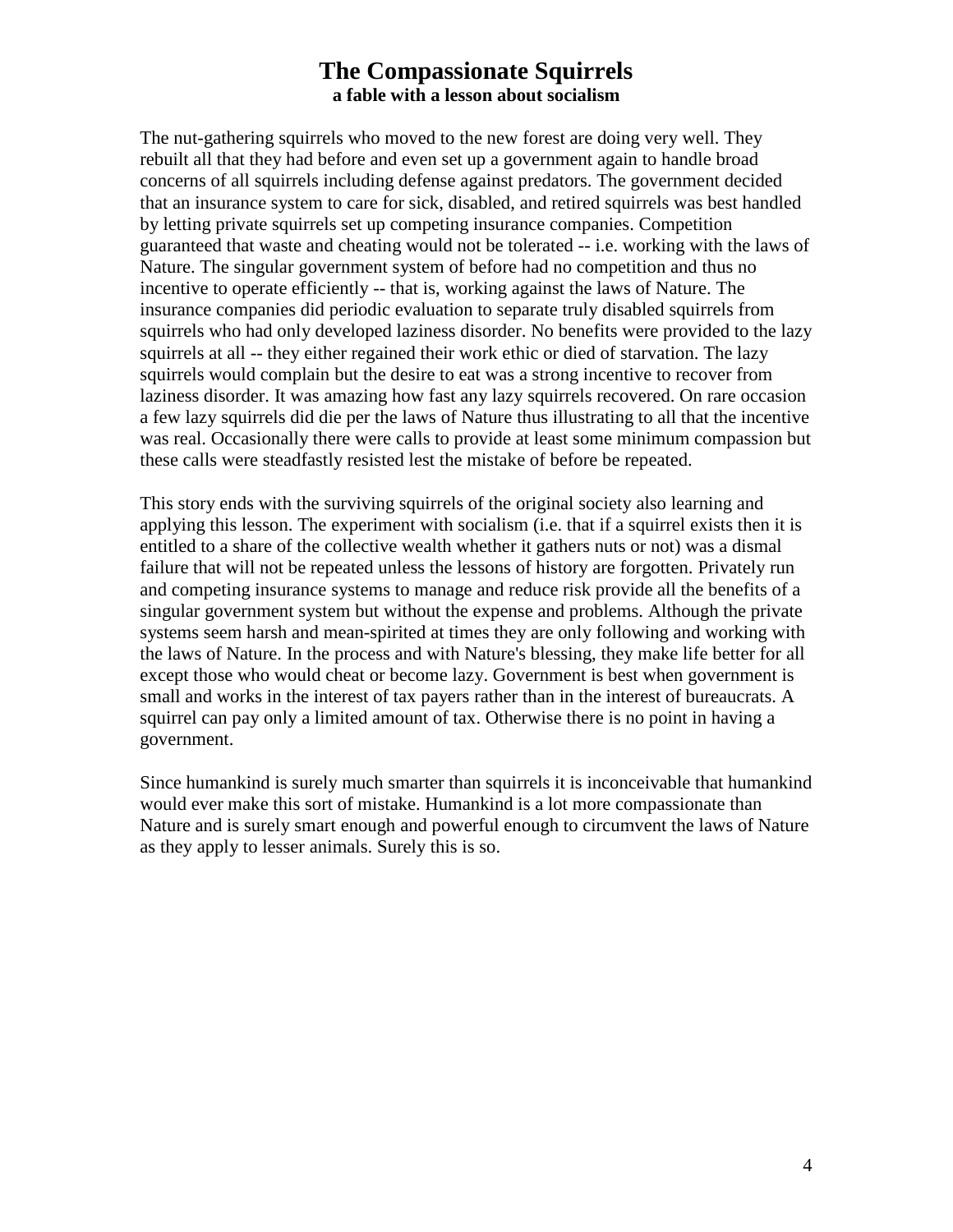# The Compassionate Squirrels

**a fable with a lesson about socialism**

The nut-gathering squirrels who moved to the new forest are doing very well. They rebuilt all that they had before and even set up a government again to handle broad concerns of all squirrels including defense against predators. The government decided that an insurance system to care for sick, disabled, and retired squirrels was best handled by letting private squirrels set up competing insurance companies. Competition guaranteed that waste and cheating would not be tolerated -- i.e. working with the laws of Nature. The singular government system of before had no competition and thus no incentive to operate efficiently -- that is, working against the laws of Nature. The insurance companies did periodic evaluation to separate truly disabled squirrels from squirrels who had only developed laziness disorder. No benefits were provided to the lazy squirrels at all -- they either regained their work ethic or died of starvation. The lazy squirrels would complain but the desire to eat was a strong incentive to recover from laziness disorder. It was amazing how fast any lazy squirrels recovered. On rare occasion a few lazy squirrels did die per the laws of Nature thus illustrating to all that the incentive was real. Occasionally there were calls to provide at least some minimum compassion but these calls were steadfastly resisted lest the mistake of before be repeated.

This story ends with the surviving squirrels of the original society also learning and applying this lesson. The experiment with socialism (i.e. that if a squirrel exists then it is entitled to a share of the collective wealth whether it gathers nuts or not) was a dismal failure that will not be repeated unless the lessons of history are forgotten. Privately run and competing insurance systems to manage and reduce risk provide all the benefits of a singular government system but without the expense and problems. Although the private systems seem harsh and mean-spirited at times they are only following and working with the laws of Nature. In the process and with Nature's blessing, they make life better for all except those who would cheat or become lazy. Government is best when government is small and works in the interest of tax payers rather than in the interest of bureaucrats. A squirrel can pay only a limited amount of tax. Otherwise there is no point in having a government.

Since humankind is surely much smarter than squirrels it is inconceivable that humankind would ever make this sort of mistake. Humankind is a lot more compassionate than Nature and is surely smart enough and powerful enough to circumvent the laws of Nature as they apply to lesser animals. Surely this is so.